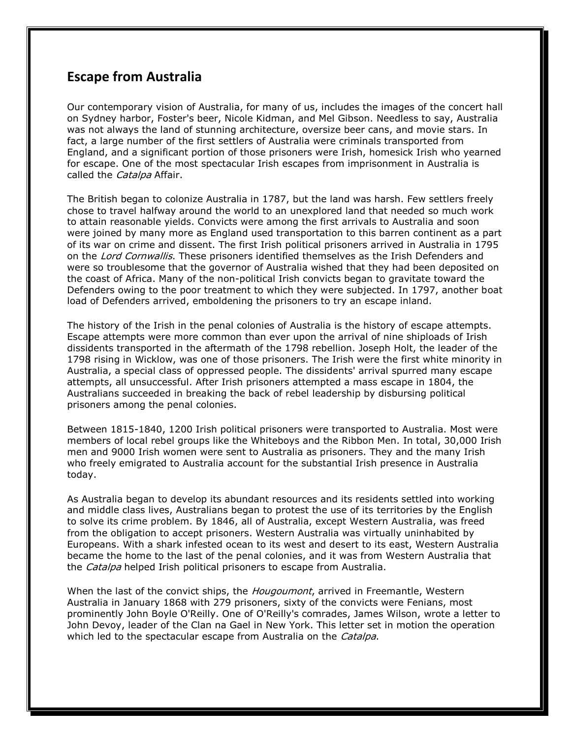## Escape from Australia

Our contemporary vision of Australia, for many of us, includes the images of the concert hall on Sydney harbor, Foster's beer, Nicole Kidman, and Mel Gibson. Needless to say, Australia was not always the land of stunning architecture, oversize beer cans, and movie stars. In fact, a large number of the first settlers of Australia were criminals transported from England, and a significant portion of those prisoners were Irish, homesick Irish who yearned for escape. One of the most spectacular Irish escapes from imprisonment in Australia is called the *Catalpa* Affair.

The British began to colonize Australia in 1787, but the land was harsh. Few settlers freely chose to travel halfway around the world to an unexplored land that needed so much work to attain reasonable yields. Convicts were among the first arrivals to Australia and soon were joined by many more as England used transportation to this barren continent as a part of its war on crime and dissent. The first Irish political prisoners arrived in Australia in 1795 on the *Lord Cornwallis*. These prisoners identified themselves as the Irish Defenders and were so troublesome that the governor of Australia wished that they had been deposited on the coast of Africa. Many of the non-political Irish convicts began to gravitate toward the Defenders owing to the poor treatment to which they were subjected. In 1797, another boat load of Defenders arrived, emboldening the prisoners to try an escape inland.

The history of the Irish in the penal colonies of Australia is the history of escape attempts. Escape attempts were more common than ever upon the arrival of nine shiploads of Irish dissidents transported in the aftermath of the 1798 rebellion. Joseph Holt, the leader of the 1798 rising in Wicklow, was one of those prisoners. The Irish were the first white minority in Australia, a special class of oppressed people. The dissidents' arrival spurred many escape attempts, all unsuccessful. After Irish prisoners attempted a mass escape in 1804, the Australians succeeded in breaking the back of rebel leadership by disbursing political prisoners among the penal colonies.

Between 1815-1840, 1200 Irish political prisoners were transported to Australia. Most were members of local rebel groups like the Whiteboys and the Ribbon Men. In total, 30,000 Irish men and 9000 Irish women were sent to Australia as prisoners. They and the many Irish who freely emigrated to Australia account for the substantial Irish presence in Australia today.

As Australia began to develop its abundant resources and its residents settled into working and middle class lives, Australians began to protest the use of its territories by the English to solve its crime problem. By 1846, all of Australia, except Western Australia, was freed from the obligation to accept prisoners. Western Australia was virtually uninhabited by Europeans. With a shark infested ocean to its west and desert to its east, Western Australia became the home to the last of the penal colonies, and it was from Western Australia that the *Catalpa* helped Irish political prisoners to escape from Australia.

When the last of the convict ships, the *Hougoumont*, arrived in Freemantle, Western Australia in January 1868 with 279 prisoners, sixty of the convicts were Fenians, most prominently John Boyle O'Reilly. One of O'Reilly's comrades, James Wilson, wrote a letter to John Devoy, leader of the Clan na Gael in New York. This letter set in motion the operation which led to the spectacular escape from Australia on the *Catalpa*.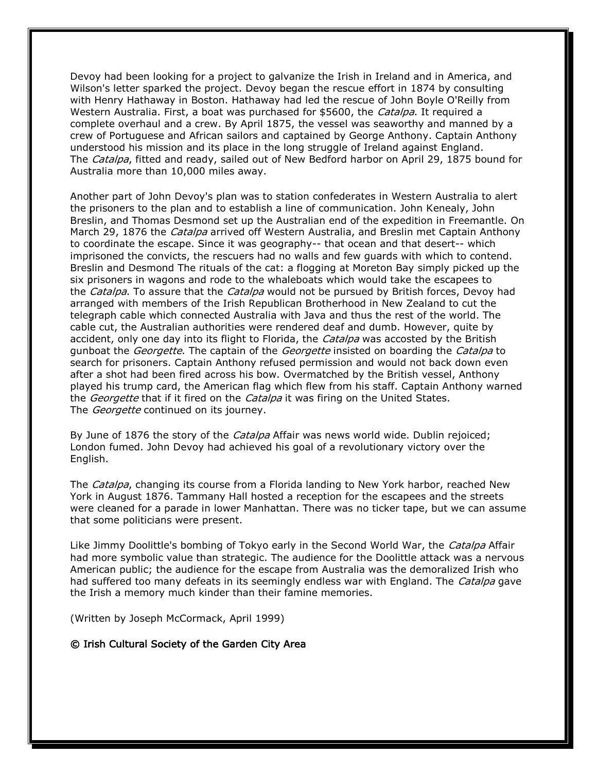Devoy had been looking for a project to galvanize the Irish in Ireland and in America, and Wilson's letter sparked the project. Devoy began the rescue effort in 1874 by consulting with Henry Hathaway in Boston. Hathaway had led the rescue of John Boyle O'Reilly from Western Australia. First, a boat was purchased for $5600, the *Catalpa*. It required a complete overhaul and a crew. By April 1875, the vessel was seaworthy and manned by a crew of Portuguese and African sailors and captained by George Anthony. Captain Anthony understood his mission and its place in the long struggle of Ireland against England. The *Catalpa*, fitted and ready, sailed out of New Bedford harbor on April 29, 1875 bound for Australia more than 10,000 miles away.

Another part of John Devoy's plan was to station confederates in Western Australia to alert the prisoners to the plan and to establish a line of communication. John Kenealy, John Breslin, and Thomas Desmond set up the Australian end of the expedition in Freemantle. On March 29, 1876 the *Catalpa* arrived off Western Australia, and Breslin met Captain Anthony to coordinate the escape. Since it was geography-- that ocean and that desert-- which imprisoned the convicts, the rescuers had no walls and few guards with which to contend. Breslin and Desmond The rituals of the cat: a flogging at Moreton Bay simply picked up the six prisoners in wagons and rode to the whaleboats which would take the escapees to the *Catalpa*. To assure that the *Catalpa* would not be pursued by British forces, Devoy had arranged with members of the Irish Republican Brotherhood in New Zealand to cut the telegraph cable which connected Australia with Java and thus the rest of the world. The cable cut, the Australian authorities were rendered deaf and dumb. However, quite by accident, only one day into its flight to Florida, the *Catalpa* was accosted by the British gunboat the *Georgette*. The captain of the *Georgette* insisted on boarding the *Catalpa* to search for prisoners. Captain Anthony refused permission and would not back down even after a shot had been fired across his bow. Overmatched by the British vessel, Anthony played his trump card, the American flag which flew from his staff. Captain Anthony warned the *Georgette* that if it fired on the *Catalpa* it was firing on the United States. The *Georgette* continued on its journey.

By June of 1876 the story of the *Catalpa* Affair was news world wide. Dublin rejoiced; London fumed. John Devoy had achieved his goal of a revolutionary victory over the English.

The *Catalpa*, changing its course from a Florida landing to New York harbor, reached New York in August 1876. Tammany Hall hosted a reception for the escapees and the streets were cleaned for a parade in lower Manhattan. There was no ticker tape, but we can assume that some politicians were present.

Like Jimmy Doolittle's bombing of Tokyo early in the Second World War, the *Catalpa* Affair had more symbolic value than strategic. The audience for the Doolittle attack was a nervous American public; the audience for the escape from Australia was the demoralized Irish who had suffered too many defeats in its seemingly endless war with England. The *Catalpa* gave the Irish a memory much kinder than their famine memories.

(Written by Joseph McCormack, April 1999)

© Irish Cultural Society of the Garden City Area